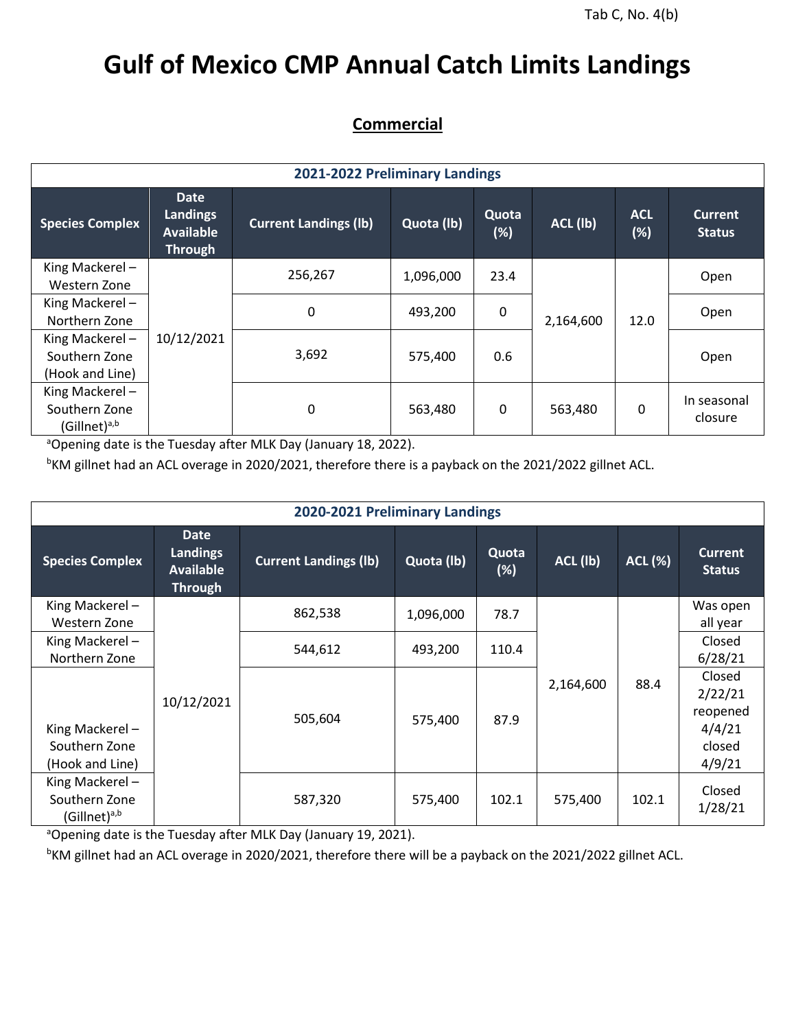Tab C, No. 4(b)

# Gulf of Mexico CMP Annual Catch Limits Landings

## Commercial

**2021-2022 Preliminary Landings**

| Species Complex | Date Landings Available Through | Current Landings (lb) | Quota (lb) | Quota (%) | ACL (lb) | ACL (%) | Current Status |
|---|---|---|---|---|---|---|---|
| King Mackerel – Western Zone | 10/12/2021 | 256,267 | 1,096,000 | 23.4 | 2,164,600 | 12.0 | Open |
| King Mackerel – Northern Zone | | 0 | 493,200 | 0 | | | Open |
| King Mackerel – Southern Zone (Hook and Line) | | 3,692 | 575,400 | 0.6 | | | Open |
| King Mackerel – Southern Zone (Gillnet)[a,b] | | 0 | 563,480 | 0 | 563,480 | 0 | In seasonal closure |

[a]Opening date is the Tuesday after MLK Day (January 18, 2022).

[b]KM gillnet had an ACL overage in 2020/2021, therefore there is a payback on the 2021/2022 gillnet ACL.

**2020-2021 Preliminary Landings**

| Species Complex | Date Landings Available Through | Current Landings (lb) | Quota (lb) | Quota (%) | ACL (lb) | ACL (%) | Current Status |
|---|---|---|---|---|---|---|---|
| King Mackerel – Western Zone | 10/12/2021 | 862,538 | 1,096,000 | 78.7 | 2,164,600 | 88.4 | Was open all year |
| King Mackerel – Northern Zone | | 544,612 | 493,200 | 110.4 | | | Closed 6/28/21 |
| King Mackerel – Southern Zone (Hook and Line) | | 505,604 | 575,400 | 87.9 | | | Closed 2/22/21 reopened 4/4/21 closed 4/9/21 |
| King Mackerel – Southern Zone (Gillnet)[a,b] | | 587,320 | 575,400 | 102.1 | 575,400 | 102.1 | Closed 1/28/21 |

[a]Opening date is the Tuesday after MLK Day (January 19, 2021).

[b]KM gillnet had an ACL overage in 2020/2021, therefore there will be a payback on the 2021/2022 gillnet ACL.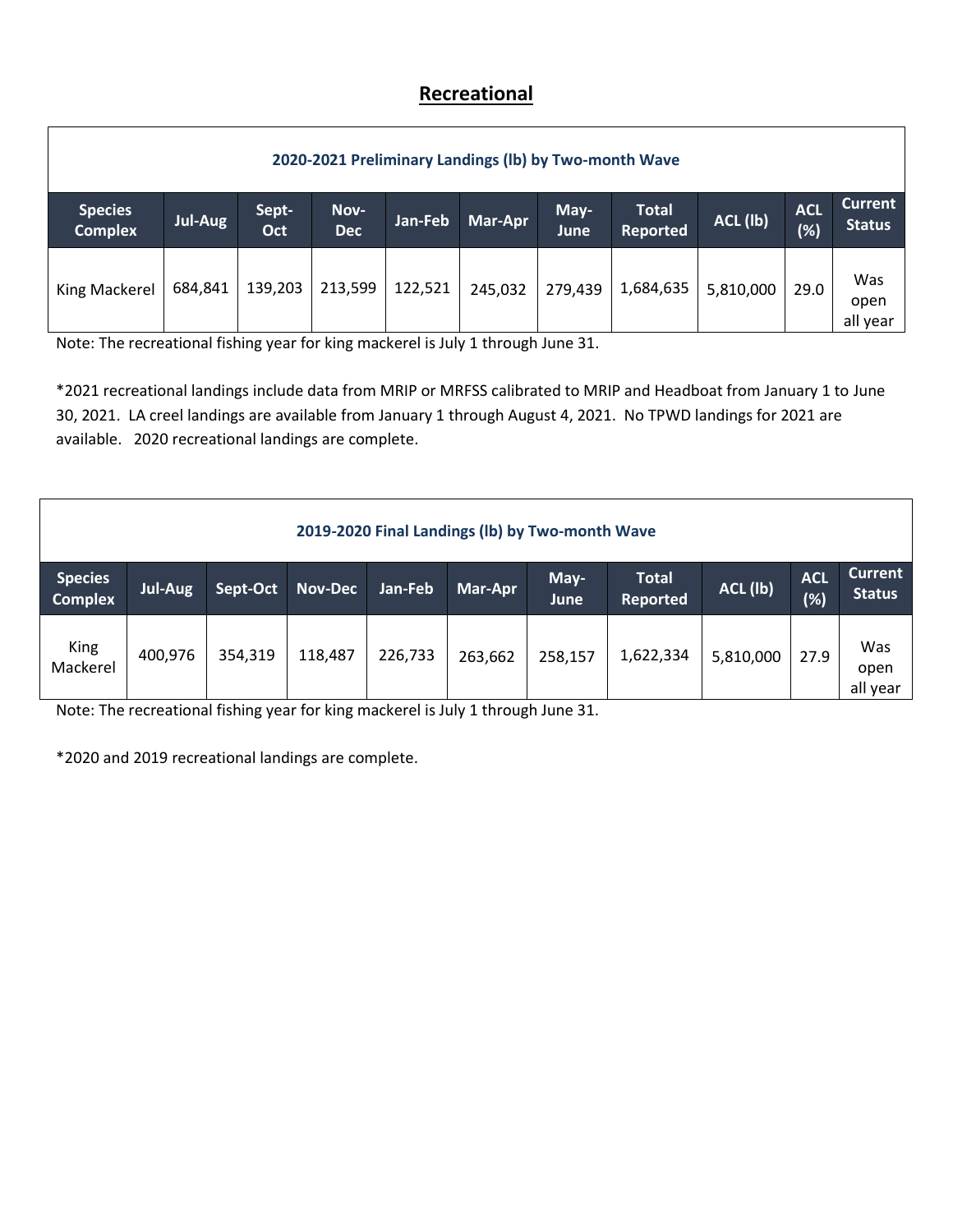## Recreational

| 2020-2021 Preliminary Landings (lb) by Two-month Wave | | | | | | | | | | |
|---|---|---|---|---|---|---|---|---|---|---|
| **Species Complex** | **Jul-Aug** | **Sept-Oct** | **Nov-Dec** | **Jan-Feb** | **Mar-Apr** | **May-June** | **Total Reported** | **ACL (lb)** | **ACL (%)** | **Current Status** |
| King Mackerel | 684,841 | 139,203 | 213,599 | 122,521 | 245,032 | 279,439 | 1,684,635 | 5,810,000 | 29.0 | Was open all year |

Note: The recreational fishing year for king mackerel is July 1 through June 31.

*2021 recreational landings include data from MRIP or MRFSS calibrated to MRIP and Headboat from January 1 to June 30, 2021. LA creel landings are available from January 1 through August 4, 2021. No TPWD landings for 2021 are available. 2020 recreational landings are complete.

| 2019-2020 Final Landings (lb) by Two-month Wave | | | | | | | | | | |
|---|---|---|---|---|---|---|---|---|---|---|
| **Species Complex** | **Jul-Aug** | **Sept-Oct** | **Nov-Dec** | **Jan-Feb** | **Mar-Apr** | **May-June** | **Total Reported** | **ACL (lb)** | **ACL (%)** | **Current Status** |
| King Mackerel | 400,976 | 354,319 | 118,487 | 226,733 | 263,662 | 258,157 | 1,622,334 | 5,810,000 | 27.9 | Was open all year |

Note: The recreational fishing year for king mackerel is July 1 through June 31.

*2020 and 2019 recreational landings are complete.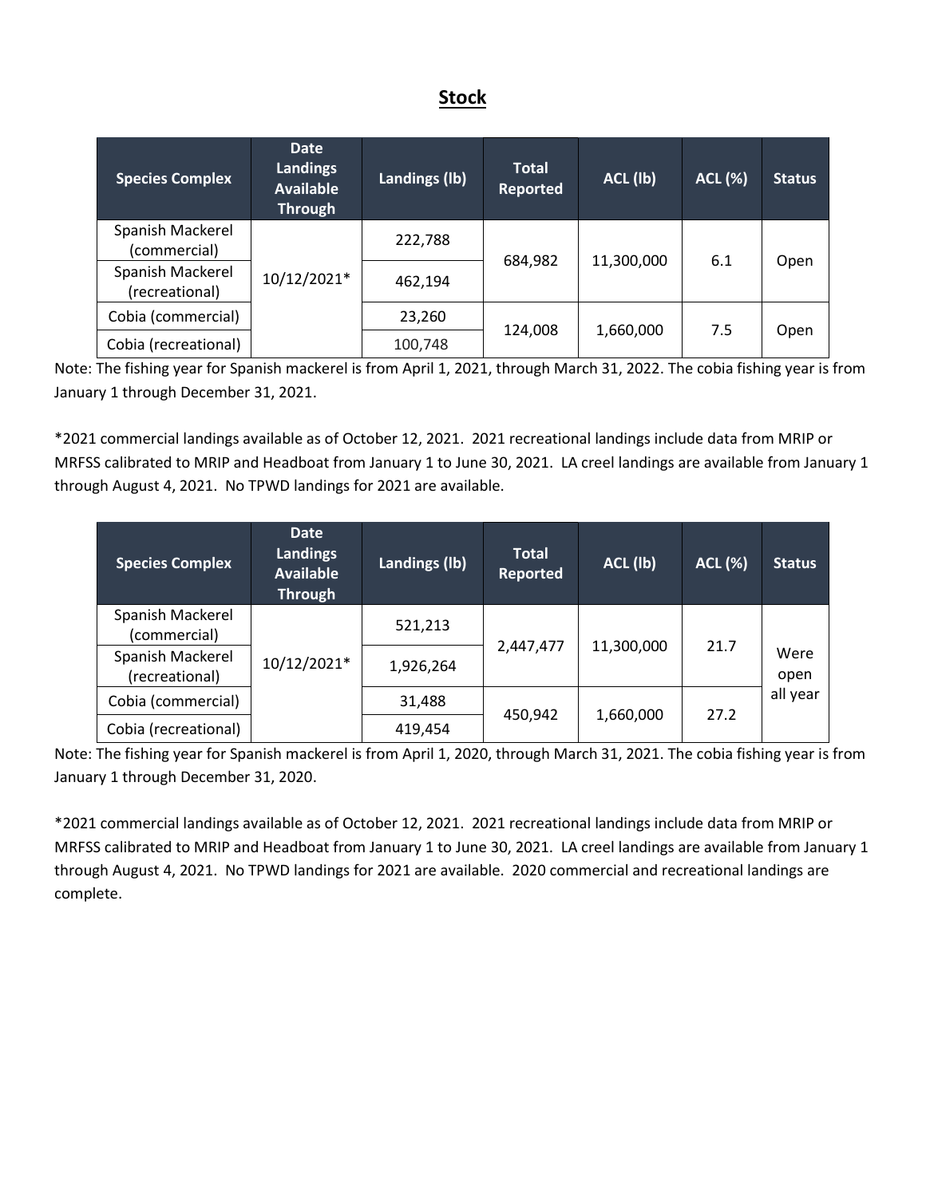## Stock

| Species Complex | Date Landings Available Through | Landings (lb) | Total Reported | ACL (lb) | ACL (%) | Status |
|---|---|---|---|---|---|---|
| Spanish Mackerel (commercial) | 10/12/2021* | 222,788 | 684,982 | 11,300,000 | 6.1 | Open |
| Spanish Mackerel (recreational) | | 462,194 | | | | |
| Cobia (commercial) | | 23,260 | 124,008 | 1,660,000 | 7.5 | Open |
| Cobia (recreational) | | 100,748 | | | | |

Note: The fishing year for Spanish mackerel is from April 1, 2021, through March 31, 2022. The cobia fishing year is from January 1 through December 31, 2021.

*2021 commercial landings available as of October 12, 2021. 2021 recreational landings include data from MRIP or MRFSS calibrated to MRIP and Headboat from January 1 to June 30, 2021. LA creel landings are available from January 1 through August 4, 2021. No TPWD landings for 2021 are available.

| Species Complex | Date Landings Available Through | Landings (lb) | Total Reported | ACL (lb) | ACL (%) | Status |
|---|---|---|---|---|---|---|
| Spanish Mackerel (commercial) | 10/12/2021* | 521,213 | 2,447,477 | 11,300,000 | 21.7 | Were open all year |
| Spanish Mackerel (recreational) | | 1,926,264 | | | | |
| Cobia (commercial) | | 31,488 | 450,942 | 1,660,000 | 27.2 | |
| Cobia (recreational) | | 419,454 | | | | |

Note: The fishing year for Spanish mackerel is from April 1, 2020, through March 31, 2021. The cobia fishing year is from January 1 through December 31, 2020.

*2021 commercial landings available as of October 12, 2021. 2021 recreational landings include data from MRIP or MRFSS calibrated to MRIP and Headboat from January 1 to June 30, 2021. LA creel landings are available from January 1 through August 4, 2021. No TPWD landings for 2021 are available. 2020 commercial and recreational landings are complete.